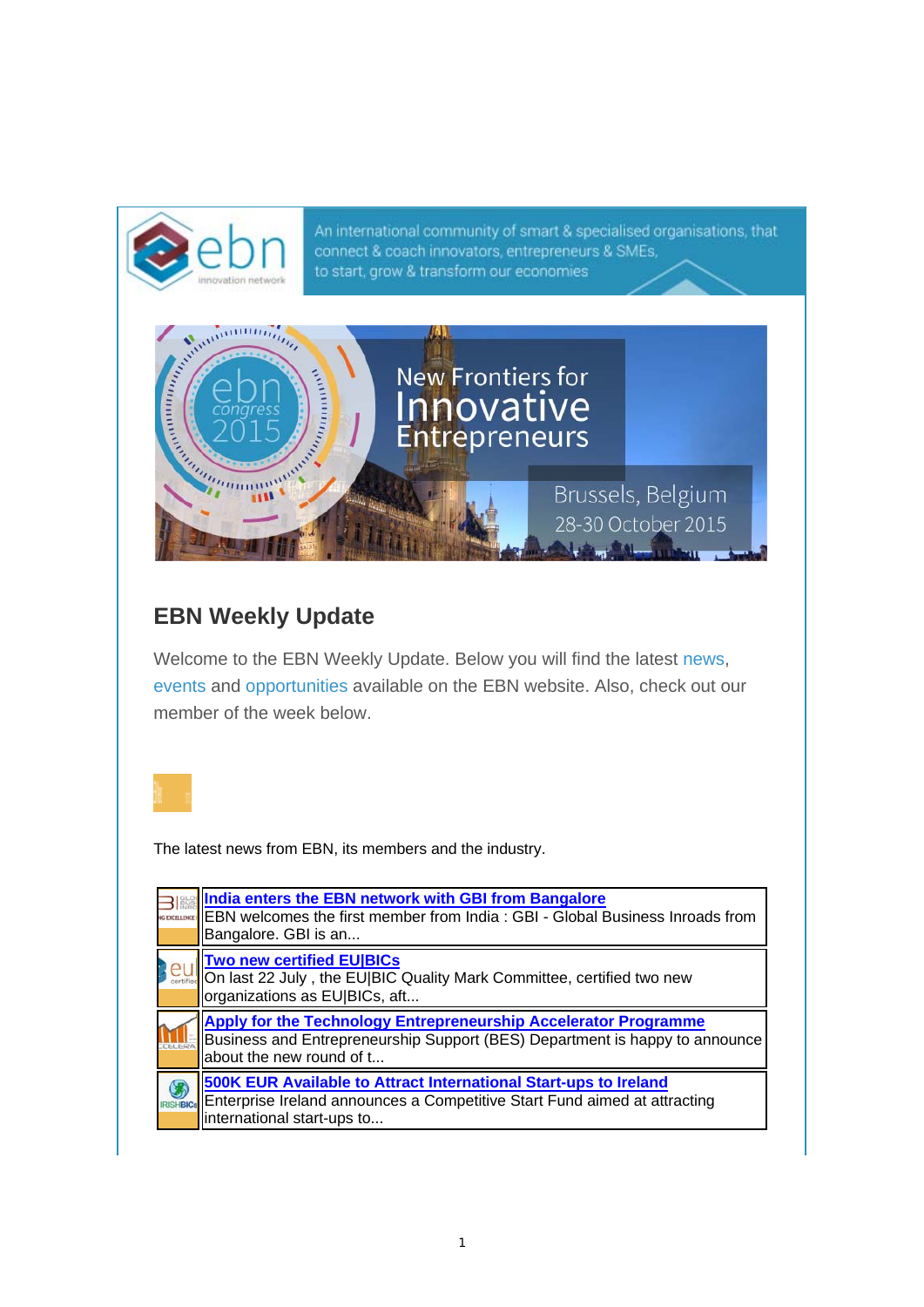An international community of smart & specialised organisations, that connect & coach innovators, entrepreneurs & SMEs, to start, grow & transform our economies

New Frontiers for Innovative Entrepreneurs

Brussels, Belgium 28-30 October 2015

## EBN Weekly Update

Welcome to the EBN Weekly Update. Below you will find the latest news, events and opportunities available on the EBN website. Also, check out our member of the week below.

The latest news from EBN, its members and the industry.

**India enters the EBN network with GBI from Bangalore**
EBN welcomes the first member from India : GBI - Global Business Inroads from Bangalore. GBI is an...

**Two new certified EU|BICs**
On last 22 July , the EU|BIC Quality Mark Committee, certified two new organizations as EU|BICs, aft...

**Apply for the Technology Entrepreneurship Accelerator Programme**
Business and Entrepreneurship Support (BES) Department is happy to announce about the new round of t...

**500K EUR Available to Attract International Start-ups to Ireland**
Enterprise Ireland announces a Competitive Start Fund aimed at attracting international start-ups to...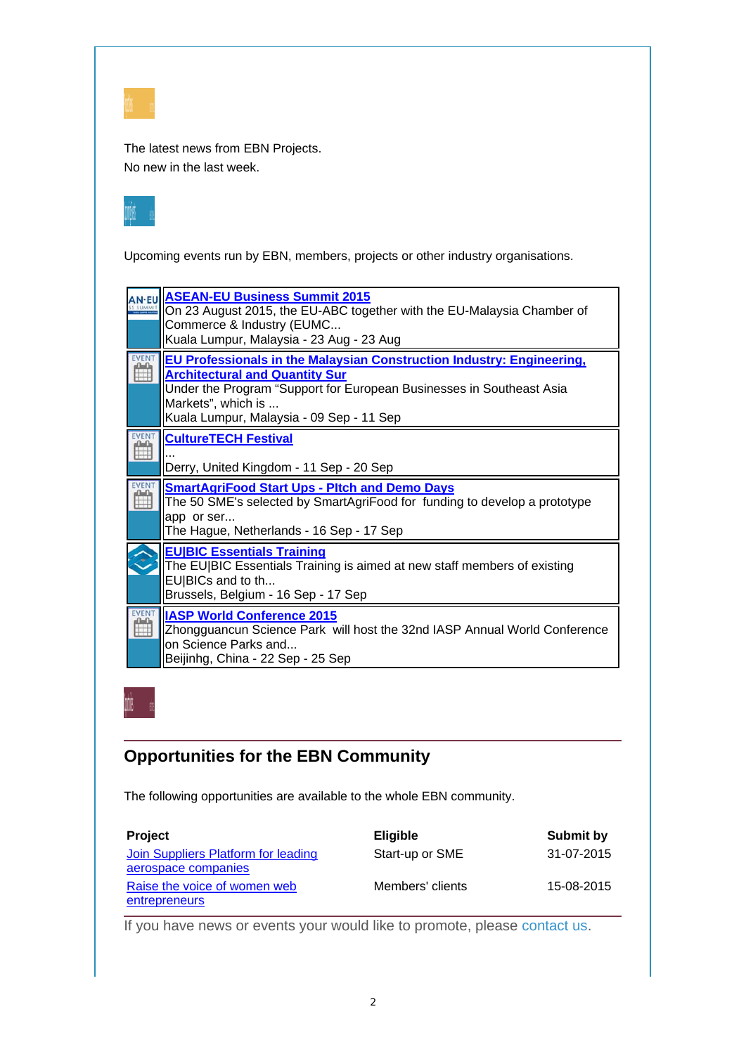The latest news from EBN Projects.
No new in the last week.

Upcoming events run by EBN, members, projects or other industry organisations.

| | |
|---|---|
| AN·EU SS SUMMIT | **ASEAN-EU Business Summit 2015**<br>On 23 August 2015, the EU-ABC together with the EU-Malaysia Chamber of Commerce & Industry (EUMC...<br>Kuala Lumpur, Malaysia - 23 Aug - 23 Aug |
| EVENT | **EU Professionals in the Malaysian Construction Industry: Engineering, Architectural and Quantity Sur**<br>Under the Program “Support for European Businesses in Southeast Asia Markets”, which is ...<br>Kuala Lumpur, Malaysia - 09 Sep - 11 Sep |
| EVENT | **CultureTECH Festival**<br>...<br>Derry, United Kingdom - 11 Sep - 20 Sep |
| EVENT | **SmartAgriFood Start Ups - PItch and Demo Days**<br>The 50 SME's selected by SmartAgriFood for funding to develop a prototype app or ser...<br>The Hague, Netherlands - 16 Sep - 17 Sep |
| | **EU\|BIC Essentials Training**<br>The EU\|BIC Essentials Training is aimed at new staff members of existing EU\|BICs and to th...<br>Brussels, Belgium - 16 Sep - 17 Sep |
| EVENT | **IASP World Conference 2015**<br>Zhongguancun Science Park will host the 32nd IASP Annual World Conference on Science Parks and...<br>Beijinhg, China - 22 Sep - 25 Sep |

## Opportunities for the EBN Community

The following opportunities are available to the whole EBN community.

| Project | Eligible | Submit by |
|---|---|---|
| Join Suppliers Platform for leading aerospace companies | Start-up or SME | 31-07-2015 |
| Raise the voice of women web entrepreneurs | Members' clients | 15-08-2015 |

If you have news or events your would like to promote, please contact us.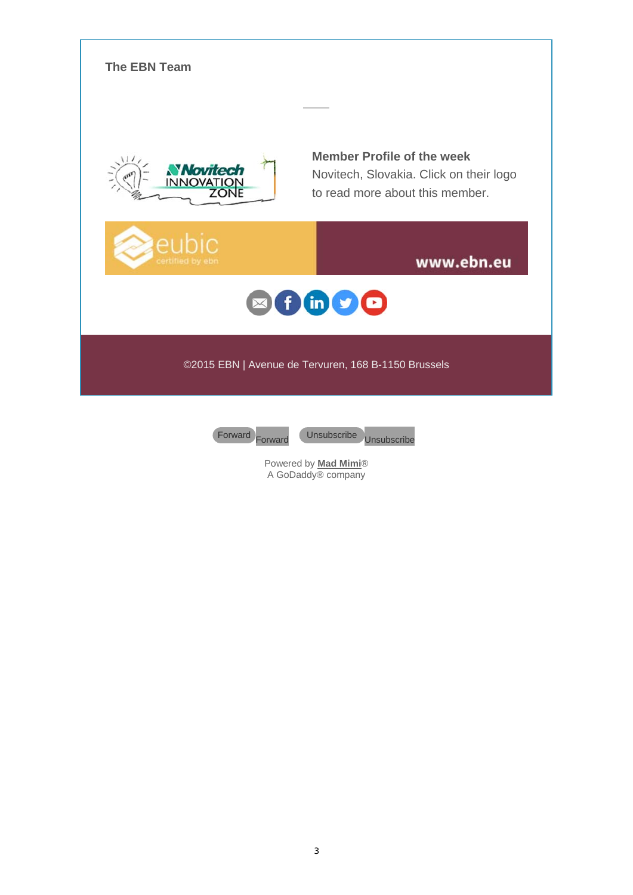**The EBN Team**

**Member Profile of the week**
Novitech, Slovakia. Click on their logo to read more about this member.

eubic
certified by ebn

www.ebn.eu

©2015 EBN | Avenue de Tervuren, 168 B-1150 Brussels

Forward Forward Unsubscribe Unsubscribe

Powered by **Mad Mimi**®
A GoDaddy® company